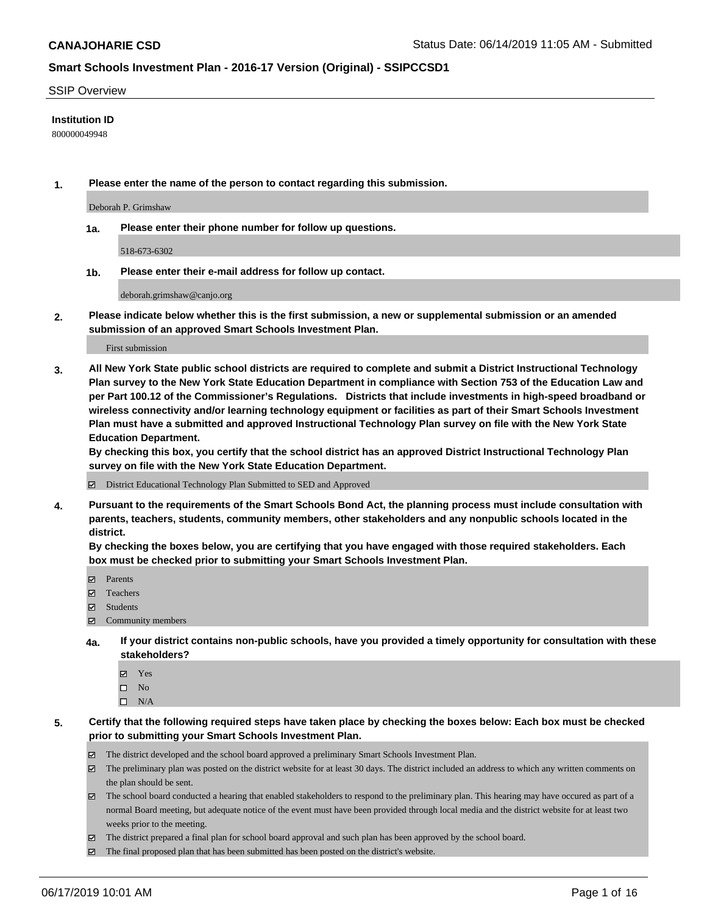**CANAJOHARIE CSD**

Status Date: 06/14/2019 11:05 AM - Submitted

## Smart Schools Investment Plan - 2016-17 Version (Original) - SSIPCCSD1

SSIP Overview

**Institution ID**

800000049948

**1. Please enter the name of the person to contact regarding this submission.**

Deborah P. Grimshaw

**1a. Please enter their phone number for follow up questions.**

518-673-6302

**1b. Please enter their e-mail address for follow up contact.**

deborah.grimshaw@canjo.org

**2. Please indicate below whether this is the first submission, a new or supplemental submission or an amended submission of an approved Smart Schools Investment Plan.**

First submission

**3. All New York State public school districts are required to complete and submit a District Instructional Technology Plan survey to the New York State Education Department in compliance with Section 753 of the Education Law and per Part 100.12 of the Commissioner's Regulations. Districts that include investments in high-speed broadband or wireless connectivity and/or learning technology equipment or facilities as part of their Smart Schools Investment Plan must have a submitted and approved Instructional Technology Plan survey on file with the New York State Education Department.**

**By checking this box, you certify that the school district has an approved District Instructional Technology Plan survey on file with the New York State Education Department.**

- [x] District Educational Technology Plan Submitted to SED and Approved

**4. Pursuant to the requirements of the Smart Schools Bond Act, the planning process must include consultation with parents, teachers, students, community members, other stakeholders and any nonpublic schools located in the district.**

**By checking the boxes below, you are certifying that you have engaged with those required stakeholders. Each box must be checked prior to submitting your Smart Schools Investment Plan.**

- [x] Parents
- [x] Teachers
- [x] Students
- [x] Community members

**4a. If your district contains non-public schools, have you provided a timely opportunity for consultation with these stakeholders?**

- [x] Yes
- [ ] No
- [ ] N/A

**5. Certify that the following required steps have taken place by checking the boxes below: Each box must be checked prior to submitting your Smart Schools Investment Plan.**

- [x] The district developed and the school board approved a preliminary Smart Schools Investment Plan.
- [x] The preliminary plan was posted on the district website for at least 30 days. The district included an address to which any written comments on the plan should be sent.
- [x] The school board conducted a hearing that enabled stakeholders to respond to the preliminary plan. This hearing may have occured as part of a normal Board meeting, but adequate notice of the event must have been provided through local media and the district website for at least two weeks prior to the meeting.
- [x] The district prepared a final plan for school board approval and such plan has been approved by the school board.
- [x] The final proposed plan that has been submitted has been posted on the district's website.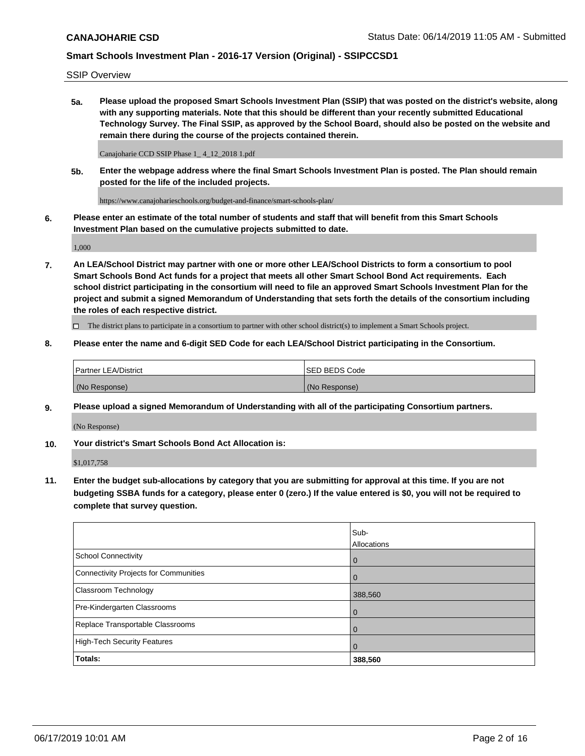SSIP Overview

**5a. Please upload the proposed Smart Schools Investment Plan (SSIP) that was posted on the district's website, along with any supporting materials. Note that this should be different than your recently submitted Educational Technology Survey. The Final SSIP, as approved by the School Board, should also be posted on the website and remain there during the course of the projects contained therein.**

Canajoharie CCD SSIP Phase 1_ 4_12_2018 1.pdf

**5b. Enter the webpage address where the final Smart Schools Investment Plan is posted. The Plan should remain posted for the life of the included projects.**

https://www.canajoharieschools.org/budget-and-finance/smart-schools-plan/

**6. Please enter an estimate of the total number of students and staff that will benefit from this Smart Schools Investment Plan based on the cumulative projects submitted to date.**

1,000

**7. An LEA/School District may partner with one or more other LEA/School Districts to form a consortium to pool Smart Schools Bond Act funds for a project that meets all other Smart School Bond Act requirements. Each school district participating in the consortium will need to file an approved Smart Schools Investment Plan for the project and submit a signed Memorandum of Understanding that sets forth the details of the consortium including the roles of each respective district.**

☐ The district plans to participate in a consortium to partner with other school district(s) to implement a Smart Schools project.

**8. Please enter the name and 6-digit SED Code for each LEA/School District participating in the Consortium.**

| Partner LEA/District | SED BEDS Code |
|---|---|
| (No Response) | (No Response) |

**9. Please upload a signed Memorandum of Understanding with all of the participating Consortium partners.**

(No Response)

**10. Your district's Smart Schools Bond Act Allocation is:**

$1,017,758

**11. Enter the budget sub-allocations by category that you are submitting for approval at this time. If you are not budgeting SSBA funds for a category, please enter 0 (zero.) If the value entered is $0, you will not be required to complete that survey question.**

| | Sub-Allocations |
|---|---|
| School Connectivity | 0 |
| Connectivity Projects for Communities | 0 |
| Classroom Technology | 388,560 |
| Pre-Kindergarten Classrooms | 0 |
| Replace Transportable Classrooms | 0 |
| High-Tech Security Features | 0 |
| **Totals:** | **388,560** |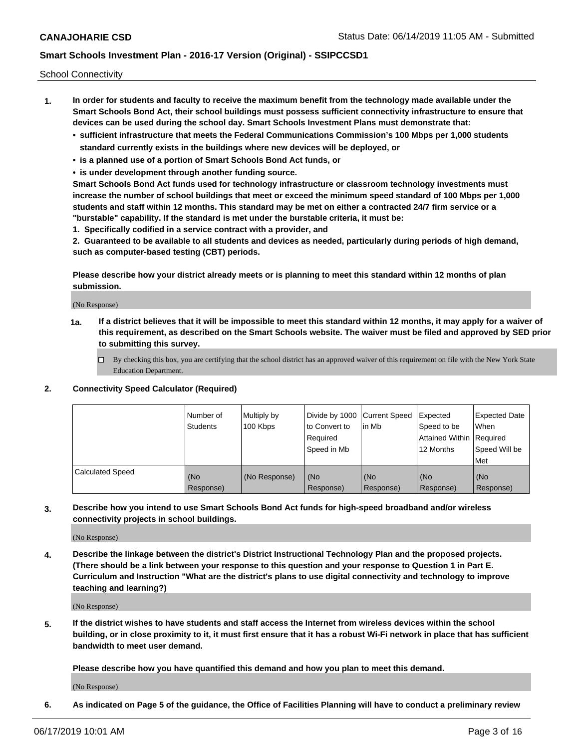School Connectivity

1. **In order for students and faculty to receive the maximum benefit from the technology made available under the Smart Schools Bond Act, their school buildings must possess sufficient connectivity infrastructure to ensure that devices can be used during the school day. Smart Schools Investment Plans must demonstrate that:**
   - **sufficient infrastructure that meets the Federal Communications Commission's 100 Mbps per 1,000 students standard currently exists in the buildings where new devices will be deployed, or**
   - **is a planned use of a portion of Smart Schools Bond Act funds, or**
   - **is under development through another funding source.**

   **Smart Schools Bond Act funds used for technology infrastructure or classroom technology investments must increase the number of school buildings that meet or exceed the minimum speed standard of 100 Mbps per 1,000 students and staff within 12 months. This standard may be met on either a contracted 24/7 firm service or a "burstable" capability. If the standard is met under the burstable criteria, it must be:**

   **1. Specifically codified in a service contract with a provider, and**

   **2. Guaranteed to be available to all students and devices as needed, particularly during periods of high demand, such as computer-based testing (CBT) periods.**

   **Please describe how your district already meets or is planning to meet this standard within 12 months of plan submission.**

   (No Response)

   **1a. If a district believes that it will be impossible to meet this standard within 12 months, it may apply for a waiver of this requirement, as described on the Smart Schools website. The waiver must be filed and approved by SED prior to submitting this survey.**

   ☐ By checking this box, you are certifying that the school district has an approved waiver of this requirement on file with the New York State Education Department.

2. **Connectivity Speed Calculator (Required)**

| | Number of Students | Multiply by 100 Kbps | Divide by 1000 to Convert to Required Speed in Mb | Current Speed in Mb | Expected Speed to be Attained Within 12 Months | Expected Date When Required Speed Will be Met |
|---|---|---|---|---|---|---|
| Calculated Speed | (No Response) | (No Response) | (No Response) | (No Response) | (No Response) | (No Response) |

3. **Describe how you intend to use Smart Schools Bond Act funds for high-speed broadband and/or wireless connectivity projects in school buildings.**

   (No Response)

4. **Describe the linkage between the district's District Instructional Technology Plan and the proposed projects. (There should be a link between your response to this question and your response to Question 1 in Part E. Curriculum and Instruction "What are the district's plans to use digital connectivity and technology to improve teaching and learning?)**

   (No Response)

5. **If the district wishes to have students and staff access the Internet from wireless devices within the school building, or in close proximity to it, it must first ensure that it has a robust Wi-Fi network in place that has sufficient bandwidth to meet user demand.**

   **Please describe how you have quantified this demand and how you plan to meet this demand.**

   (No Response)

6. **As indicated on Page 5 of the guidance, the Office of Facilities Planning will have to conduct a preliminary review**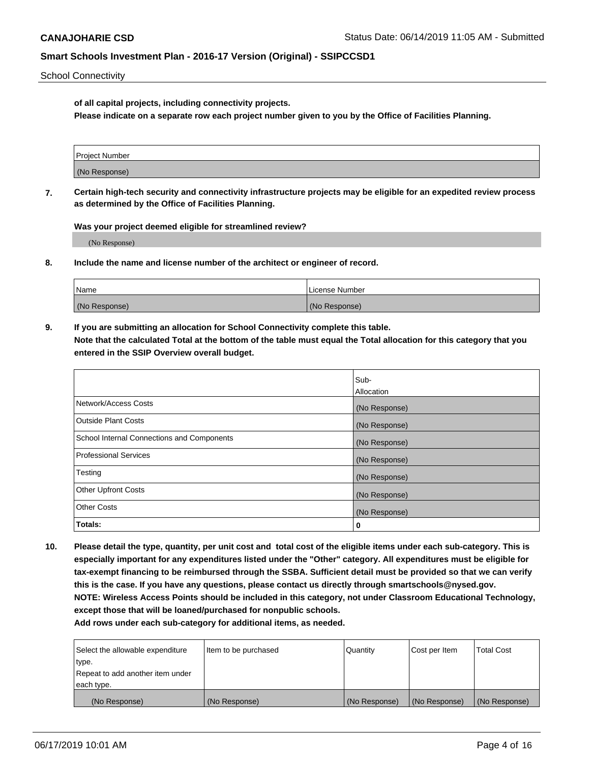**of all capital projects, including connectivity projects.**

**Please indicate on a separate row each project number given to you by the Office of Facilities Planning.**

| Project Number |
|---|
| (No Response) |

**7. Certain high-tech security and connectivity infrastructure projects may be eligible for an expedited review process as determined by the Office of Facilities Planning.**

**Was your project deemed eligible for streamlined review?**

(No Response)

**8. Include the name and license number of the architect or engineer of record.**

| Name | License Number |
|---|---|
| (No Response) | (No Response) |

**9. If you are submitting an allocation for School Connectivity complete this table.**

**Note that the calculated Total at the bottom of the table must equal the Total allocation for this category that you entered in the SSIP Overview overall budget.**

| | Sub-Allocation |
|---|---|
| Network/Access Costs | (No Response) |
| Outside Plant Costs | (No Response) |
| School Internal Connections and Components | (No Response) |
| Professional Services | (No Response) |
| Testing | (No Response) |
| Other Upfront Costs | (No Response) |
| Other Costs | (No Response) |
| **Totals:** | **0** |

**10. Please detail the type, quantity, per unit cost and total cost of the eligible items under each sub-category. This is especially important for any expenditures listed under the "Other" category. All expenditures must be eligible for tax-exempt financing to be reimbursed through the SSBA. Sufficient detail must be provided so that we can verify this is the case. If you have any questions, please contact us directly through smartschools@nysed.gov.**

**NOTE: Wireless Access Points should be included in this category, not under Classroom Educational Technology, except those that will be loaned/purchased for nonpublic schools.**

**Add rows under each sub-category for additional items, as needed.**

| Select the allowable expenditure type. Repeat to add another item under each type. | Item to be purchased | Quantity | Cost per Item | Total Cost |
|---|---|---|---|---|
| (No Response) | (No Response) | (No Response) | (No Response) | (No Response) |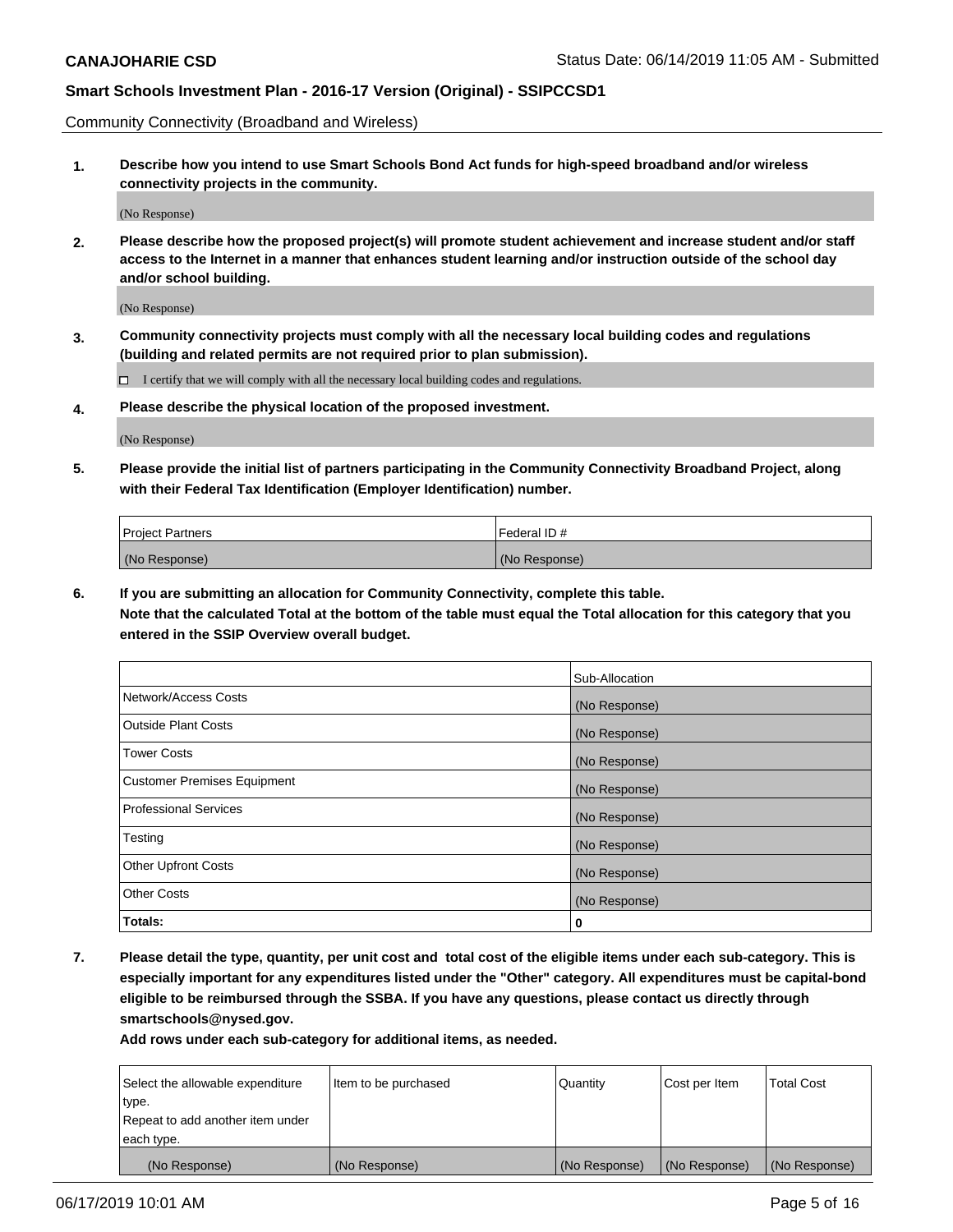Community Connectivity (Broadband and Wireless)

**1. Describe how you intend to use Smart Schools Bond Act funds for high-speed broadband and/or wireless connectivity projects in the community.**

(No Response)

**2. Please describe how the proposed project(s) will promote student achievement and increase student and/or staff access to the Internet in a manner that enhances student learning and/or instruction outside of the school day and/or school building.**

(No Response)

**3. Community connectivity projects must comply with all the necessary local building codes and regulations (building and related permits are not required prior to plan submission).**

☐ I certify that we will comply with all the necessary local building codes and regulations.

**4. Please describe the physical location of the proposed investment.**

(No Response)

**5. Please provide the initial list of partners participating in the Community Connectivity Broadband Project, along with their Federal Tax Identification (Employer Identification) number.**

| Project Partners | Federal ID # |
|---|---|
| (No Response) | (No Response) |

**6. If you are submitting an allocation for Community Connectivity, complete this table.**
**Note that the calculated Total at the bottom of the table must equal the Total allocation for this category that you entered in the SSIP Overview overall budget.**

| | Sub-Allocation |
|---|---|
| Network/Access Costs | (No Response) |
| Outside Plant Costs | (No Response) |
| Tower Costs | (No Response) |
| Customer Premises Equipment | (No Response) |
| Professional Services | (No Response) |
| Testing | (No Response) |
| Other Upfront Costs | (No Response) |
| Other Costs | (No Response) |
| **Totals:** | **0** |

**7. Please detail the type, quantity, per unit cost and total cost of the eligible items under each sub-category. This is especially important for any expenditures listed under the "Other" category. All expenditures must be capital-bond eligible to be reimbursed through the SSBA. If you have any questions, please contact us directly through smartschools@nysed.gov.**

**Add rows under each sub-category for additional items, as needed.**

| Select the allowable expenditure type. Repeat to add another item under each type. | Item to be purchased | Quantity | Cost per Item | Total Cost |
|---|---|---|---|---|
| (No Response) | (No Response) | (No Response) | (No Response) | (No Response) |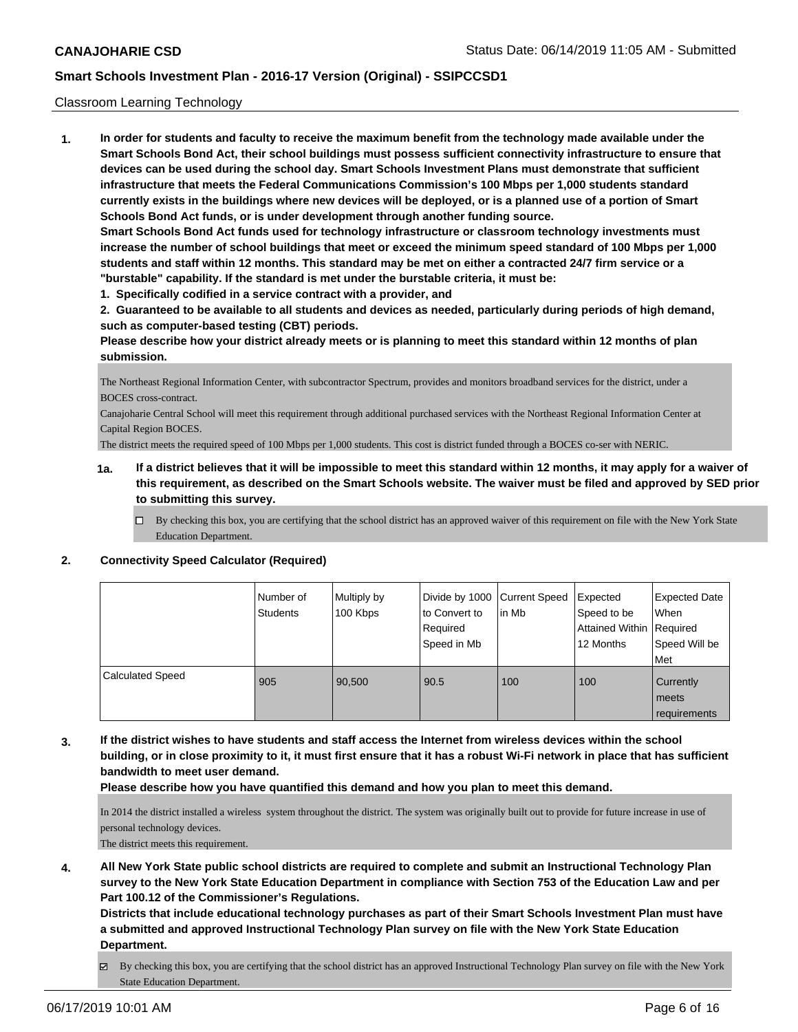Classroom Learning Technology

**1. In order for students and faculty to receive the maximum benefit from the technology made available under the Smart Schools Bond Act, their school buildings must possess sufficient connectivity infrastructure to ensure that devices can be used during the school day. Smart Schools Investment Plans must demonstrate that sufficient infrastructure that meets the Federal Communications Commission's 100 Mbps per 1,000 students standard currently exists in the buildings where new devices will be deployed, or is a planned use of a portion of Smart Schools Bond Act funds, or is under development through another funding source.**

**Smart Schools Bond Act funds used for technology infrastructure or classroom technology investments must increase the number of school buildings that meet or exceed the minimum speed standard of 100 Mbps per 1,000 students and staff within 12 months. This standard may be met on either a contracted 24/7 firm service or a "burstable" capability. If the standard is met under the burstable criteria, it must be:**

**1. Specifically codified in a service contract with a provider, and**

**2. Guaranteed to be available to all students and devices as needed, particularly during periods of high demand, such as computer-based testing (CBT) periods.**

**Please describe how your district already meets or is planning to meet this standard within 12 months of plan submission.**

The Northeast Regional Information Center, with subcontractor Spectrum, provides and monitors broadband services for the district, under a BOCES cross-contract.
Canajoharie Central School will meet this requirement through additional purchased services with the Northeast Regional Information Center at Capital Region BOCES.
The district meets the required speed of 100 Mbps per 1,000 students. This cost is district funded through a BOCES co-ser with NERIC.

**1a. If a district believes that it will be impossible to meet this standard within 12 months, it may apply for a waiver of this requirement, as described on the Smart Schools website. The waiver must be filed and approved by SED prior to submitting this survey.**

☐ By checking this box, you are certifying that the school district has an approved waiver of this requirement on file with the New York State Education Department.

**2. Connectivity Speed Calculator (Required)**

| | Number of Students | Multiply by 100 Kbps | Divide by 1000 to Convert to Required Speed in Mb | Current Speed in Mb | Expected Speed to be Attained Within 12 Months | Expected Date When Required Speed Will be Met |
|---|---|---|---|---|---|---|
| Calculated Speed | 905 | 90,500 | 90.5 | 100 | 100 | Currently meets requirements |

**3. If the district wishes to have students and staff access the Internet from wireless devices within the school building, or in close proximity to it, it must first ensure that it has a robust Wi-Fi network in place that has sufficient bandwidth to meet user demand.**

**Please describe how you have quantified this demand and how you plan to meet this demand.**

In 2014 the district installed a wireless system throughout the district. The system was originally built out to provide for future increase in use of personal technology devices.
The district meets this requirement.

**4. All New York State public school districts are required to complete and submit an Instructional Technology Plan survey to the New York State Education Department in compliance with Section 753 of the Education Law and per Part 100.12 of the Commissioner's Regulations.**

**Districts that include educational technology purchases as part of their Smart Schools Investment Plan must have a submitted and approved Instructional Technology Plan survey on file with the New York State Education Department.**

☑ By checking this box, you are certifying that the school district has an approved Instructional Technology Plan survey on file with the New York State Education Department.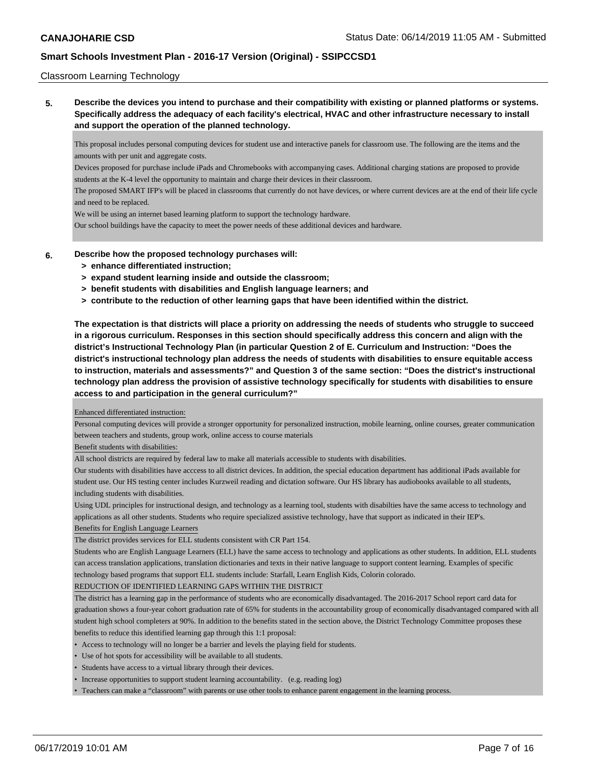## Classroom Learning Technology

**5. Describe the devices you intend to purchase and their compatibility with existing or planned platforms or systems. Specifically address the adequacy of each facility's electrical, HVAC and other infrastructure necessary to install and support the operation of the planned technology.**

This proposal includes personal computing devices for student use and interactive panels for classroom use. The following are the items and the amounts with per unit and aggregate costs.

Devices proposed for purchase include iPads and Chromebooks with accompanying cases. Additional charging stations are proposed to provide students at the K-4 level the opportunity to maintain and charge their devices in their classroom.

The proposed SMART IFP's will be placed in classrooms that currently do not have devices, or where current devices are at the end of their life cycle and need to be replaced.

We will be using an internet based learning platform to support the technology hardware.

Our school buildings have the capacity to meet the power needs of these additional devices and hardware.

**6. Describe how the proposed technology purchases will:**

- **> enhance differentiated instruction;**
- **> expand student learning inside and outside the classroom;**
- **> benefit students with disabilities and English language learners; and**
- **> contribute to the reduction of other learning gaps that have been identified within the district.**

**The expectation is that districts will place a priority on addressing the needs of students who struggle to succeed in a rigorous curriculum. Responses in this section should specifically address this concern and align with the district's Instructional Technology Plan (in particular Question 2 of E. Curriculum and Instruction: "Does the district's instructional technology plan address the needs of students with disabilities to ensure equitable access to instruction, materials and assessments?" and Question 3 of the same section: "Does the district's instructional technology plan address the provision of assistive technology specifically for students with disabilities to ensure access to and participation in the general curriculum?"**

Enhanced differentiated instruction:

Personal computing devices will provide a stronger opportunity for personalized instruction, mobile learning, online courses, greater communication between teachers and students, group work, online access to course materials

Benefit students with disabilities:

All school districts are required by federal law to make all materials accessible to students with disabilities.

Our students with disabilities have acccess to all district devices. In addition, the special education department has additional iPads available for student use. Our HS testing center includes Kurzweil reading and dictation software. Our HS library has audiobooks available to all students, including students with disabilities.

Using UDL principles for instructional design, and technology as a learning tool, students with disabilties have the same access to technology and applications as all other students. Students who require specialized assistive technology, have that support as indicated in their IEP's.

Benefits for English Language Learners

The district provides services for ELL students consistent with CR Part 154.

Students who are English Language Learners (ELL) have the same access to technology and applications as other students. In addition, ELL students can access translation applications, translation dictionaries and texts in their native language to support content learning. Examples of specific technology based programs that support ELL students include: Starfall, Learn English Kids, Colorin colorado.

REDUCTION OF IDENTIFIED LEARNING GAPS WITHIN THE DISTRICT

The district has a learning gap in the performance of students who are economically disadvantaged. The 2016-2017 School report card data for graduation shows a four-year cohort graduation rate of 65% for students in the accountability group of economically disadvantaged compared with all student high school completers at 90%. In addition to the benefits stated in the section above, the District Technology Committee proposes these benefits to reduce this identified learning gap through this 1:1 proposal:

- Access to technology will no longer be a barrier and levels the playing field for students.
- Use of hot spots for accessibility will be available to all students.
- Students have access to a virtual library through their devices.
- Increase opportunities to support student learning accountability. (e.g. reading log)
- Teachers can make a "classroom" with parents or use other tools to enhance parent engagement in the learning process.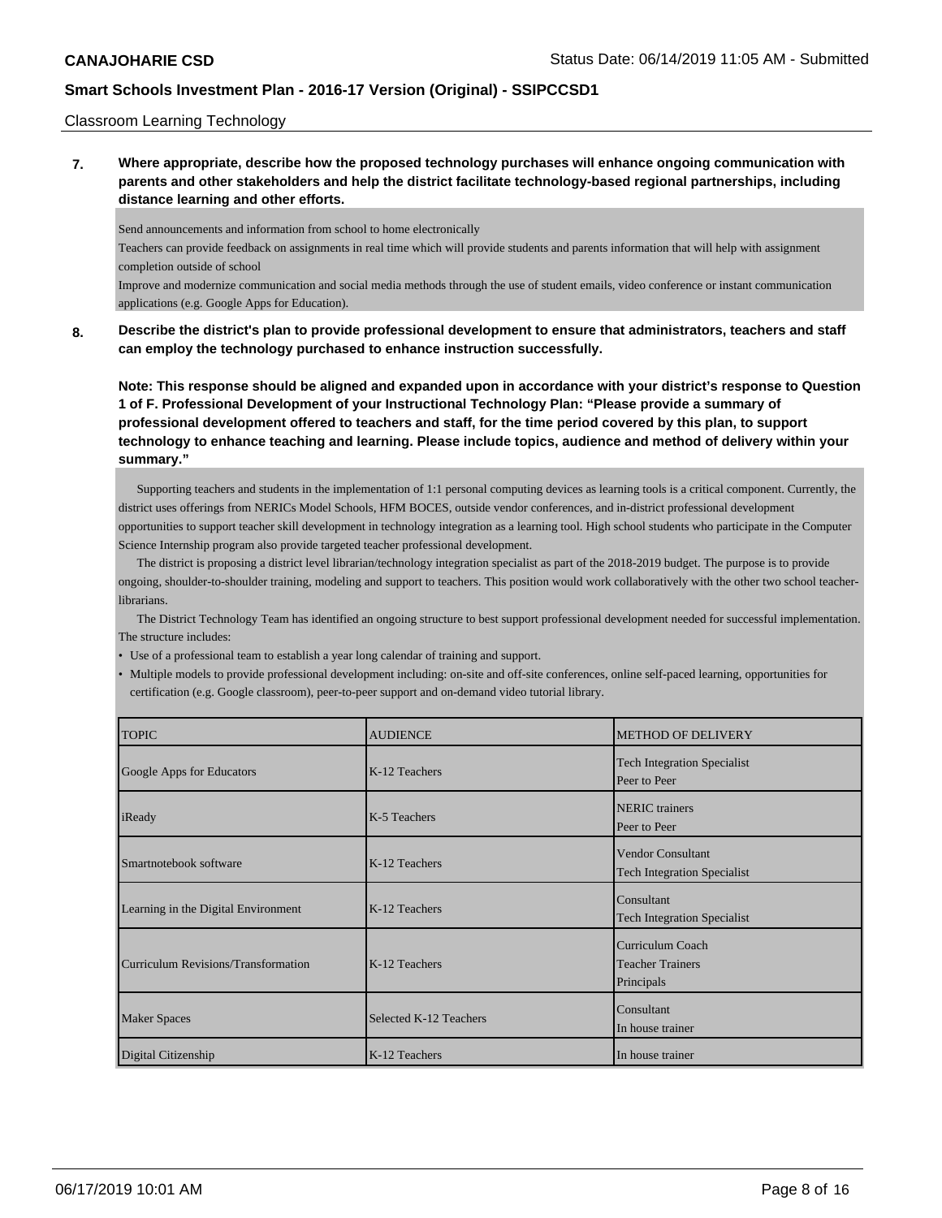Classroom Learning Technology

**7. Where appropriate, describe how the proposed technology purchases will enhance ongoing communication with parents and other stakeholders and help the district facilitate technology-based regional partnerships, including distance learning and other efforts.**

Send announcements and information from school to home electronically

Teachers can provide feedback on assignments in real time which will provide students and parents information that will help with assignment completion outside of school

Improve and modernize communication and social media methods through the use of student emails, video conference or instant communication applications (e.g. Google Apps for Education).

**8. Describe the district's plan to provide professional development to ensure that administrators, teachers and staff can employ the technology purchased to enhance instruction successfully.**

**Note: This response should be aligned and expanded upon in accordance with your district's response to Question 1 of F. Professional Development of your Instructional Technology Plan: "Please provide a summary of professional development offered to teachers and staff, for the time period covered by this plan, to support technology to enhance teaching and learning. Please include topics, audience and method of delivery within your summary."**

Supporting teachers and students in the implementation of 1:1 personal computing devices as learning tools is a critical component. Currently, the district uses offerings from NERICs Model Schools, HFM BOCES, outside vendor conferences, and in-district professional development opportunities to support teacher skill development in technology integration as a learning tool. High school students who participate in the Computer Science Internship program also provide targeted teacher professional development.

The district is proposing a district level librarian/technology integration specialist as part of the 2018-2019 budget. The purpose is to provide ongoing, shoulder-to-shoulder training, modeling and support to teachers. This position would work collaboratively with the other two school teacher-librarians.

The District Technology Team has identified an ongoing structure to best support professional development needed for successful implementation. The structure includes:

- Use of a professional team to establish a year long calendar of training and support.
- Multiple models to provide professional development including: on-site and off-site conferences, online self-paced learning, opportunities for certification (e.g. Google classroom), peer-to-peer support and on-demand video tutorial library.

| TOPIC | AUDIENCE | METHOD OF DELIVERY |
|---|---|---|
| Google Apps for Educators | K-12 Teachers | Tech Integration Specialist<br>Peer to Peer |
| iReady | K-5 Teachers | NERIC trainers<br>Peer to Peer |
| Smartnotebook software | K-12 Teachers | Vendor Consultant<br>Tech Integration Specialist |
| Learning in the Digital Environment | K-12 Teachers | Consultant<br>Tech Integration Specialist |
| Curriculum Revisions/Transformation | K-12 Teachers | Curriculum Coach<br>Teacher Trainers<br>Principals |
| Maker Spaces | Selected K-12 Teachers | Consultant<br>In house trainer |
| Digital Citizenship | K-12 Teachers | In house trainer |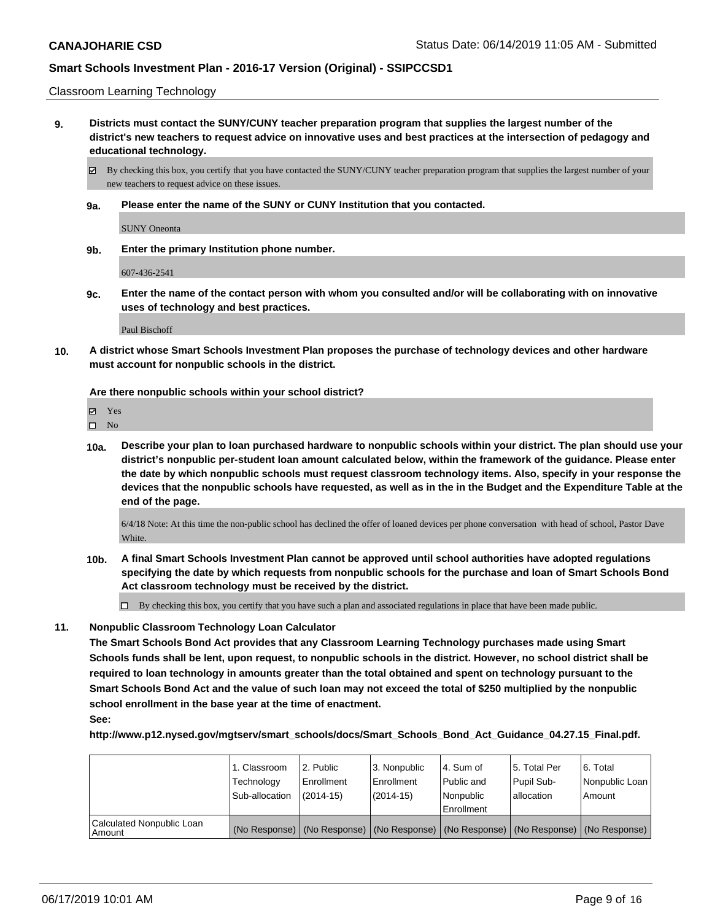Classroom Learning Technology

**9. Districts must contact the SUNY/CUNY teacher preparation program that supplies the largest number of the district's new teachers to request advice on innovative uses and best practices at the intersection of pedagogy and educational technology.**

☑ By checking this box, you certify that you have contacted the SUNY/CUNY teacher preparation program that supplies the largest number of your new teachers to request advice on these issues.

**9a. Please enter the name of the SUNY or CUNY Institution that you contacted.**

SUNY Oneonta

**9b. Enter the primary Institution phone number.**

607-436-2541

**9c. Enter the name of the contact person with whom you consulted and/or will be collaborating with on innovative uses of technology and best practices.**

Paul Bischoff

**10. A district whose Smart Schools Investment Plan proposes the purchase of technology devices and other hardware must account for nonpublic schools in the district.**

**Are there nonpublic schools within your school district?**

☑ Yes
☐ No

**10a. Describe your plan to loan purchased hardware to nonpublic schools within your district. The plan should use your district's nonpublic per-student loan amount calculated below, within the framework of the guidance. Please enter the date by which nonpublic schools must request classroom technology items. Also, specify in your response the devices that the nonpublic schools have requested, as well as in the in the Budget and the Expenditure Table at the end of the page.**

6/4/18 Note: At this time the non-public school has declined the offer of loaned devices per phone conversation with head of school, Pastor Dave White.

**10b. A final Smart Schools Investment Plan cannot be approved until school authorities have adopted regulations specifying the date by which requests from nonpublic schools for the purchase and loan of Smart Schools Bond Act classroom technology must be received by the district.**

☐ By checking this box, you certify that you have such a plan and associated regulations in place that have been made public.

**11. Nonpublic Classroom Technology Loan Calculator**

**The Smart Schools Bond Act provides that any Classroom Learning Technology purchases made using Smart Schools funds shall be lent, upon request, to nonpublic schools in the district. However, no school district shall be required to loan technology in amounts greater than the total obtained and spent on technology pursuant to the Smart Schools Bond Act and the value of such loan may not exceed the total of $250 multiplied by the nonpublic school enrollment in the base year at the time of enactment.**

**See:**

**http://www.p12.nysed.gov/mgtserv/smart_schools/docs/Smart_Schools_Bond_Act_Guidance_04.27.15_Final.pdf.**

| | 1. Classroom Technology Sub-allocation | 2. Public Enrollment (2014-15) | 3. Nonpublic Enrollment (2014-15) | 4. Sum of Public and Nonpublic Enrollment | 5. Total Per Pupil Sub-allocation | 6. Total Nonpublic Loan Amount |
|---|---|---|---|---|---|---|
| Calculated Nonpublic Loan Amount | (No Response) | (No Response) | (No Response) | (No Response) | (No Response) | (No Response) |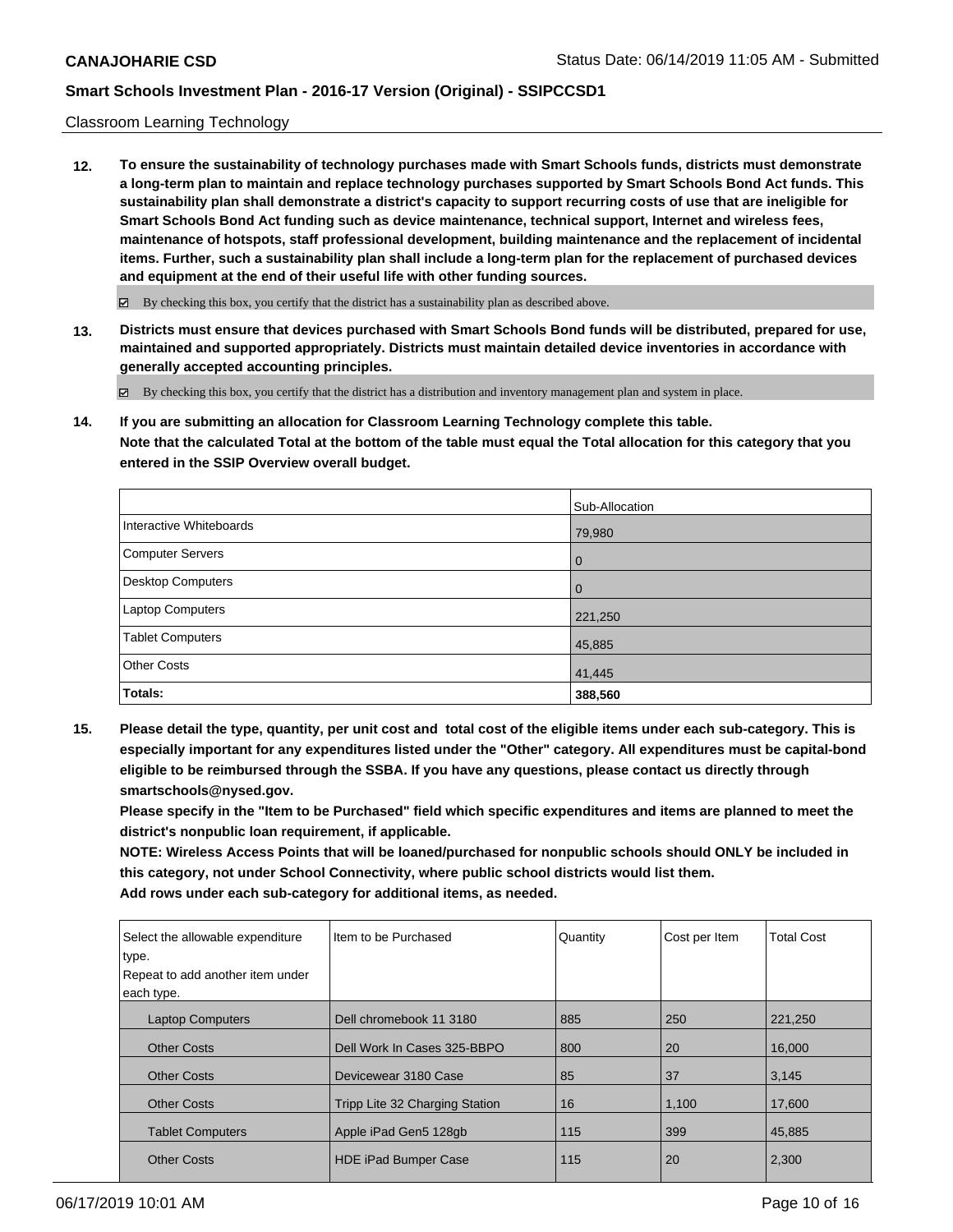Classroom Learning Technology

**12. To ensure the sustainability of technology purchases made with Smart Schools funds, districts must demonstrate a long-term plan to maintain and replace technology purchases supported by Smart Schools Bond Act funds. This sustainability plan shall demonstrate a district's capacity to support recurring costs of use that are ineligible for Smart Schools Bond Act funding such as device maintenance, technical support, Internet and wireless fees, maintenance of hotspots, staff professional development, building maintenance and the replacement of incidental items. Further, such a sustainability plan shall include a long-term plan for the replacement of purchased devices and equipment at the end of their useful life with other funding sources.**

☑ By checking this box, you certify that the district has a sustainability plan as described above.

**13. Districts must ensure that devices purchased with Smart Schools Bond funds will be distributed, prepared for use, maintained and supported appropriately. Districts must maintain detailed device inventories in accordance with generally accepted accounting principles.**

☑ By checking this box, you certify that the district has a distribution and inventory management plan and system in place.

**14. If you are submitting an allocation for Classroom Learning Technology complete this table. Note that the calculated Total at the bottom of the table must equal the Total allocation for this category that you entered in the SSIP Overview overall budget.**

| | Sub-Allocation |
|---|---|
| Interactive Whiteboards | 79,980 |
| Computer Servers | 0 |
| Desktop Computers | 0 |
| Laptop Computers | 221,250 |
| Tablet Computers | 45,885 |
| Other Costs | 41,445 |
| **Totals:** | **388,560** |

**15. Please detail the type, quantity, per unit cost and total cost of the eligible items under each sub-category. This is especially important for any expenditures listed under the "Other" category. All expenditures must be capital-bond eligible to be reimbursed through the SSBA. If you have any questions, please contact us directly through smartschools@nysed.gov.**
**Please specify in the "Item to be Purchased" field which specific expenditures and items are planned to meet the district's nonpublic loan requirement, if applicable.**
**NOTE: Wireless Access Points that will be loaned/purchased for nonpublic schools should ONLY be included in this category, not under School Connectivity, where public school districts would list them.**
**Add rows under each sub-category for additional items, as needed.**

| Select the allowable expenditure type. Repeat to add another item under each type. | Item to be Purchased | Quantity | Cost per Item | Total Cost |
|---|---|---|---|---|
| Laptop Computers | Dell chromebook 11 3180 | 885 | 250 | 221,250 |
| Other Costs | Dell Work In Cases 325-BBPO | 800 | 20 | 16,000 |
| Other Costs | Devicewear 3180 Case | 85 | 37 | 3,145 |
| Other Costs | Tripp Lite 32 Charging Station | 16 | 1,100 | 17,600 |
| Tablet Computers | Apple iPad Gen5 128gb | 115 | 399 | 45,885 |
| Other Costs | HDE iPad Bumper Case | 115 | 20 | 2,300 |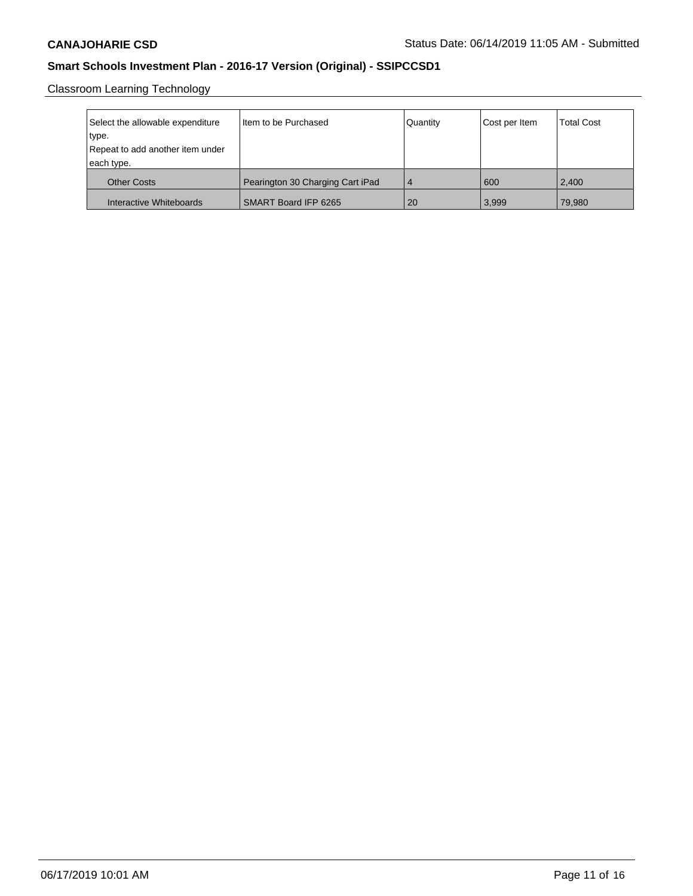Classroom Learning Technology

| Select the allowable expenditure type. Repeat to add another item under each type. | Item to be Purchased | Quantity | Cost per Item | Total Cost |
|---|---|---|---|---|
| Other Costs | Pearington 30 Charging Cart iPad | 4 | 600 | 2,400 |
| Interactive Whiteboards | SMART Board IFP 6265 | 20 | 3,999 | 79,980 |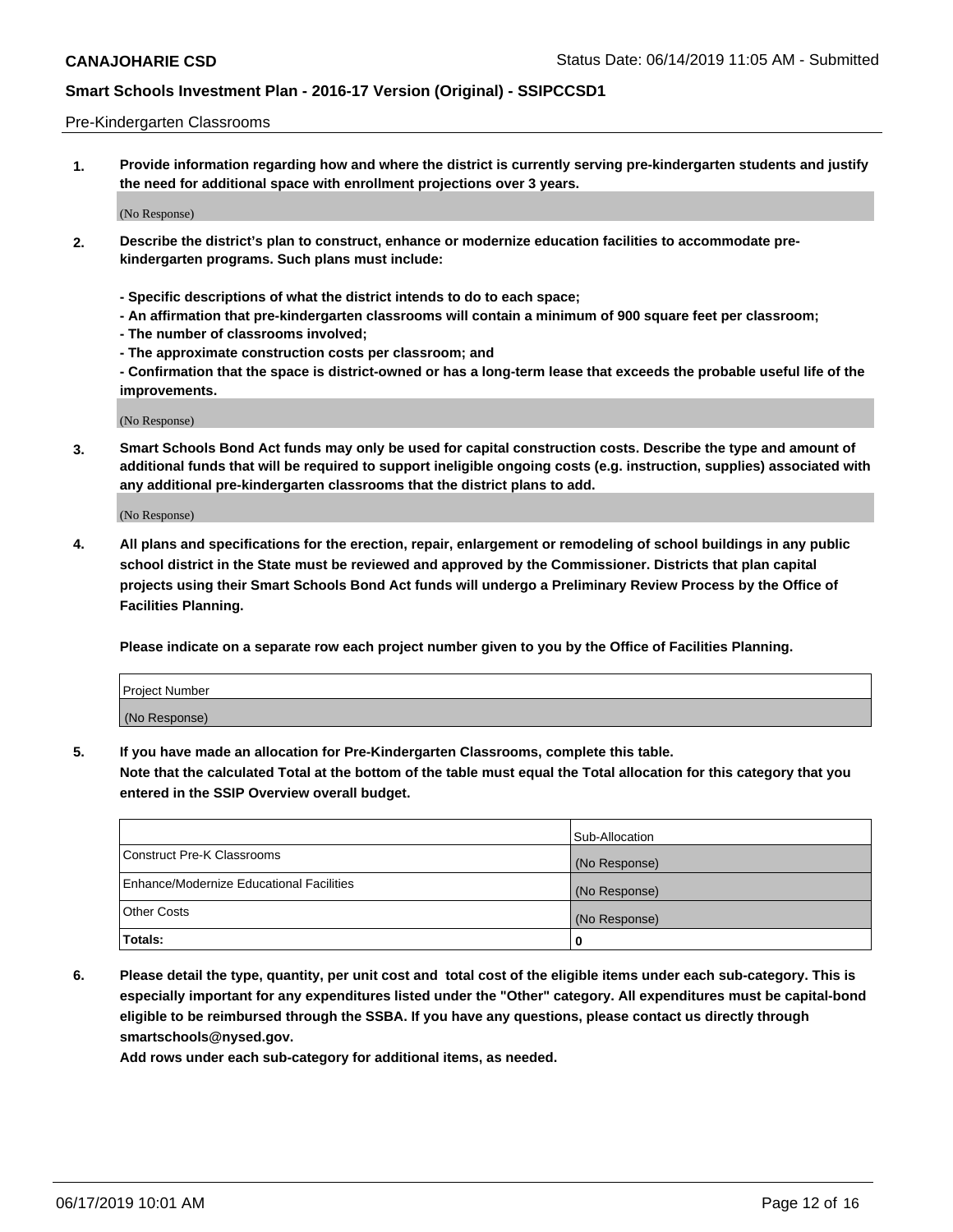Pre-Kindergarten Classrooms

1. **Provide information regarding how and where the district is currently serving pre-kindergarten students and justify the need for additional space with enrollment projections over 3 years.**

(No Response)

2. **Describe the district's plan to construct, enhance or modernize education facilities to accommodate pre-kindergarten programs. Such plans must include:**

   **- Specific descriptions of what the district intends to do to each space;**
   **- An affirmation that pre-kindergarten classrooms will contain a minimum of 900 square feet per classroom;**
   **- The number of classrooms involved;**
   **- The approximate construction costs per classroom; and**
   **- Confirmation that the space is district-owned or has a long-term lease that exceeds the probable useful life of the improvements.**

(No Response)

3. **Smart Schools Bond Act funds may only be used for capital construction costs. Describe the type and amount of additional funds that will be required to support ineligible ongoing costs (e.g. instruction, supplies) associated with any additional pre-kindergarten classrooms that the district plans to add.**

(No Response)

4. **All plans and specifications for the erection, repair, enlargement or remodeling of school buildings in any public school district in the State must be reviewed and approved by the Commissioner. Districts that plan capital projects using their Smart Schools Bond Act funds will undergo a Preliminary Review Process by the Office of Facilities Planning.**

   **Please indicate on a separate row each project number given to you by the Office of Facilities Planning.**

| Project Number |
| --- |
| (No Response) |

5. **If you have made an allocation for Pre-Kindergarten Classrooms, complete this table.**
   **Note that the calculated Total at the bottom of the table must equal the Total allocation for this category that you entered in the SSIP Overview overall budget.**

| | Sub-Allocation |
| --- | --- |
| Construct Pre-K Classrooms | (No Response) |
| Enhance/Modernize Educational Facilities | (No Response) |
| Other Costs | (No Response) |
| **Totals:** | **0** |

6. **Please detail the type, quantity, per unit cost and total cost of the eligible items under each sub-category. This is especially important for any expenditures listed under the "Other" category. All expenditures must be capital-bond eligible to be reimbursed through the SSBA. If you have any questions, please contact us directly through smartschools@nysed.gov.**
   **Add rows under each sub-category for additional items, as needed.**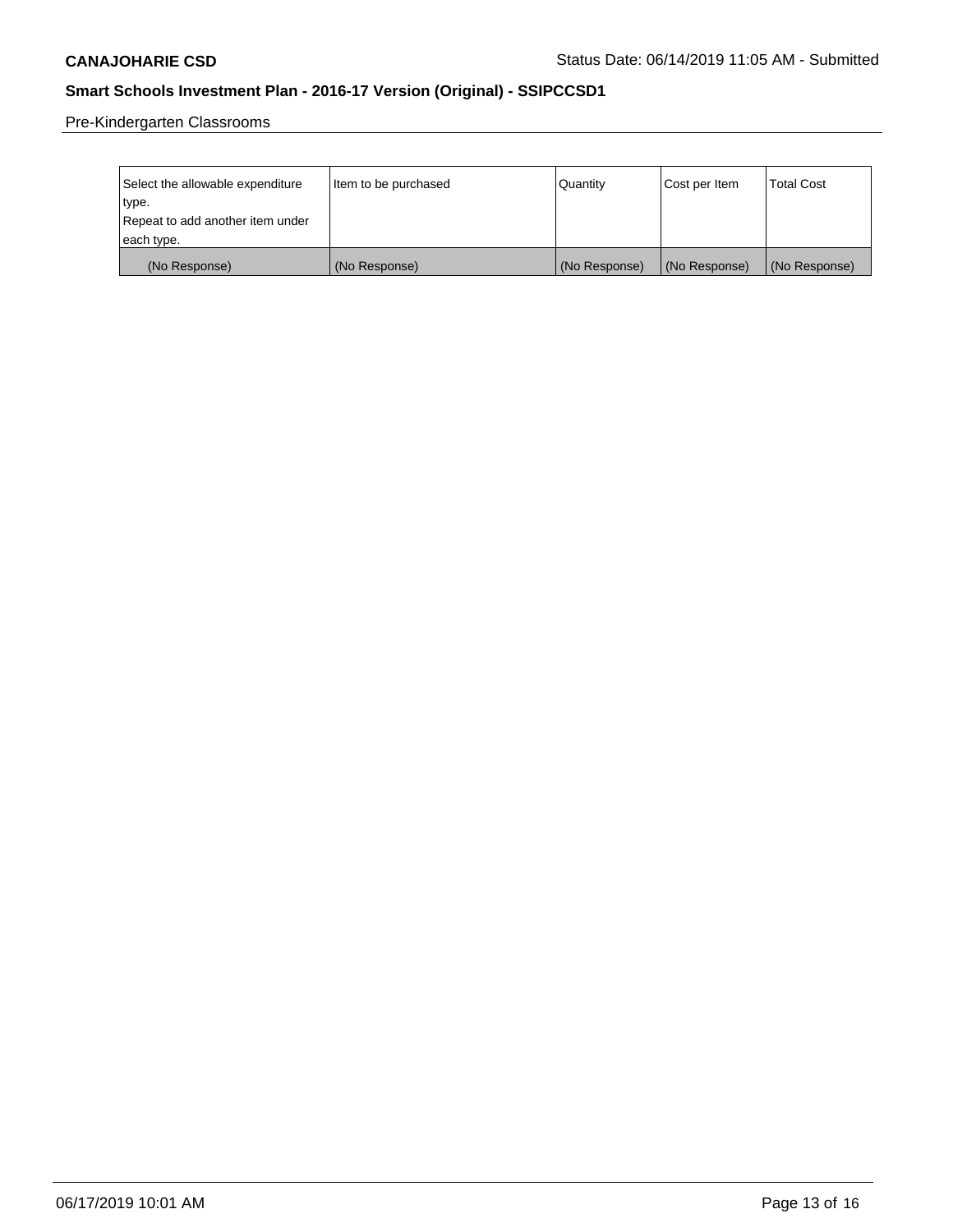Pre-Kindergarten Classrooms

| Select the allowable expenditure type. Repeat to add another item under each type. | Item to be purchased | Quantity | Cost per Item | Total Cost |
|---|---|---|---|---|
| (No Response) | (No Response) | (No Response) | (No Response) | (No Response) |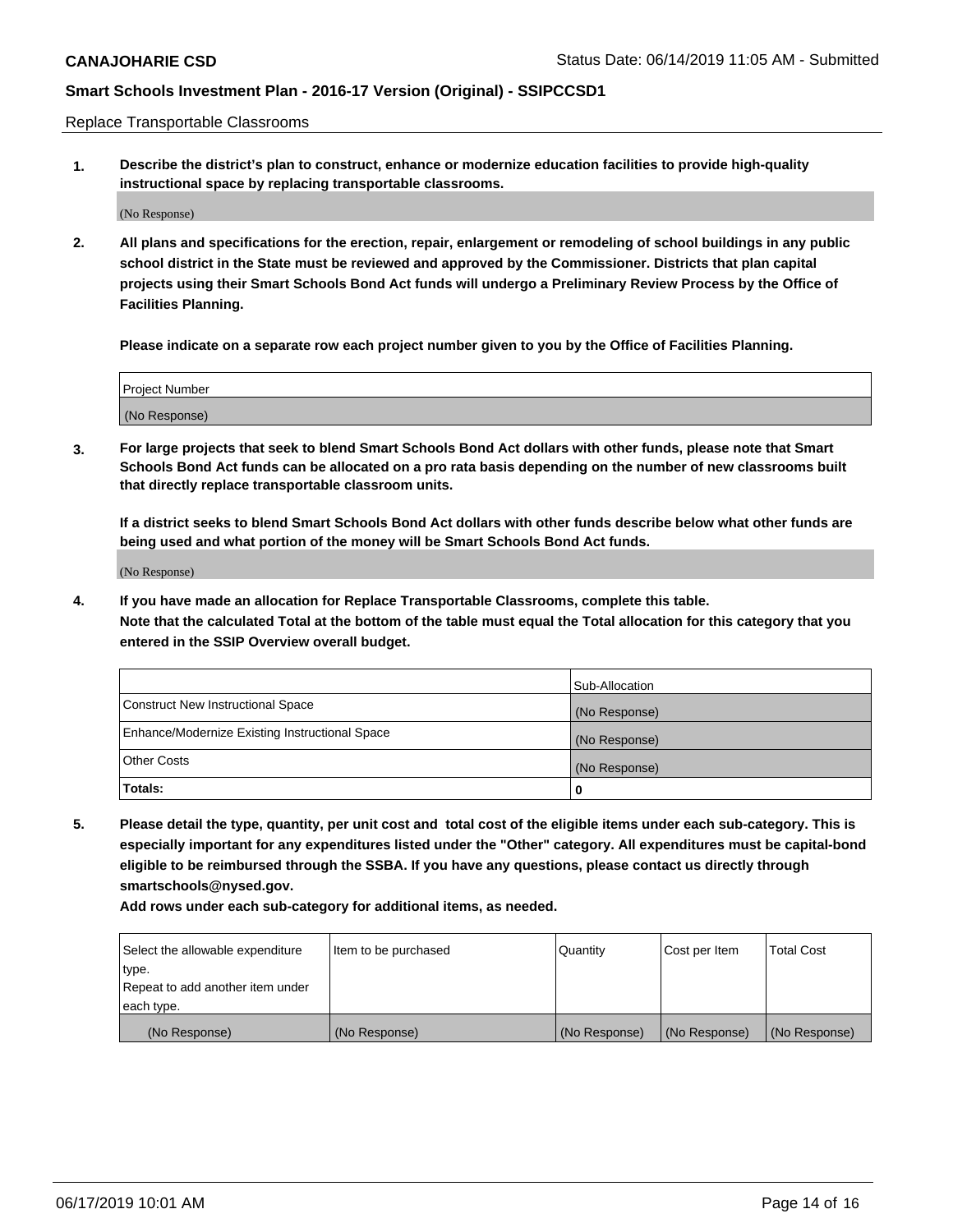Replace Transportable Classrooms

1. **Describe the district's plan to construct, enhance or modernize education facilities to provide high-quality instructional space by replacing transportable classrooms.**

(No Response)

2. **All plans and specifications for the erection, repair, enlargement or remodeling of school buildings in any public school district in the State must be reviewed and approved by the Commissioner. Districts that plan capital projects using their Smart Schools Bond Act funds will undergo a Preliminary Review Process by the Office of Facilities Planning.**

**Please indicate on a separate row each project number given to you by the Office of Facilities Planning.**

| Project Number |
| --- |
| (No Response) |

3. **For large projects that seek to blend Smart Schools Bond Act dollars with other funds, please note that Smart Schools Bond Act funds can be allocated on a pro rata basis depending on the number of new classrooms built that directly replace transportable classroom units.**

**If a district seeks to blend Smart Schools Bond Act dollars with other funds describe below what other funds are being used and what portion of the money will be Smart Schools Bond Act funds.**

(No Response)

4. **If you have made an allocation for Replace Transportable Classrooms, complete this table. Note that the calculated Total at the bottom of the table must equal the Total allocation for this category that you entered in the SSIP Overview overall budget.**

| | Sub-Allocation |
| --- | --- |
| Construct New Instructional Space | (No Response) |
| Enhance/Modernize Existing Instructional Space | (No Response) |
| Other Costs | (No Response) |
| **Totals:** | **0** |

5. **Please detail the type, quantity, per unit cost and total cost of the eligible items under each sub-category. This is especially important for any expenditures listed under the "Other" category. All expenditures must be capital-bond eligible to be reimbursed through the SSBA. If you have any questions, please contact us directly through smartschools@nysed.gov.**

**Add rows under each sub-category for additional items, as needed.**

| Select the allowable expenditure type. Repeat to add another item under each type. | Item to be purchased | Quantity | Cost per Item | Total Cost |
| --- | --- | --- | --- | --- |
| (No Response) | (No Response) | (No Response) | (No Response) | (No Response) |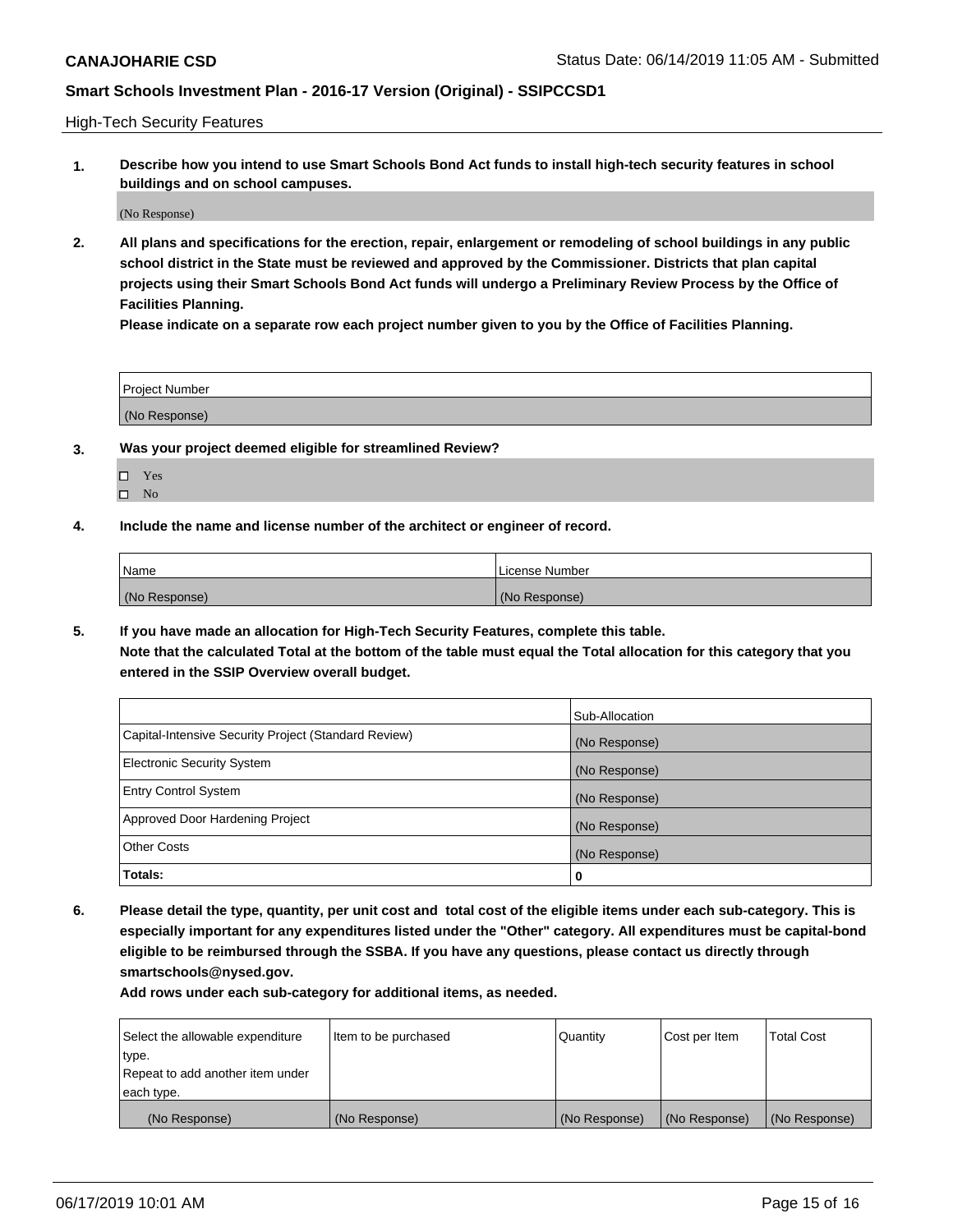**CANAJOHARIE CSD** Status Date: 06/14/2019 11:05 AM - Submitted

**Smart Schools Investment Plan - 2016-17 Version (Original) - SSIPCCSD1**

High-Tech Security Features

**1. Describe how you intend to use Smart Schools Bond Act funds to install high-tech security features in school buildings and on school campuses.**

(No Response)

**2. All plans and specifications for the erection, repair, enlargement or remodeling of school buildings in any public school district in the State must be reviewed and approved by the Commissioner. Districts that plan capital projects using their Smart Schools Bond Act funds will undergo a Preliminary Review Process by the Office of Facilities Planning.**

**Please indicate on a separate row each project number given to you by the Office of Facilities Planning.**

| Project Number |
| --- |
| (No Response) |

**3. Was your project deemed eligible for streamlined Review?**

- ☐ Yes
- ☐ No

**4. Include the name and license number of the architect or engineer of record.**

| Name | License Number |
| --- | --- |
| (No Response) | (No Response) |

**5. If you have made an allocation for High-Tech Security Features, complete this table.**
**Note that the calculated Total at the bottom of the table must equal the Total allocation for this category that you entered in the SSIP Overview overall budget.**

| | Sub-Allocation |
| --- | --- |
| Capital-Intensive Security Project (Standard Review) | (No Response) |
| Electronic Security System | (No Response) |
| Entry Control System | (No Response) |
| Approved Door Hardening Project | (No Response) |
| Other Costs | (No Response) |
| **Totals:** | **0** |

**6. Please detail the type, quantity, per unit cost and total cost of the eligible items under each sub-category. This is especially important for any expenditures listed under the "Other" category. All expenditures must be capital-bond eligible to be reimbursed through the SSBA. If you have any questions, please contact us directly through smartschools@nysed.gov.**

**Add rows under each sub-category for additional items, as needed.**

| Select the allowable expenditure type. Repeat to add another item under each type. | Item to be purchased | Quantity | Cost per Item | Total Cost |
| --- | --- | --- | --- | --- |
| (No Response) | (No Response) | (No Response) | (No Response) | (No Response) |